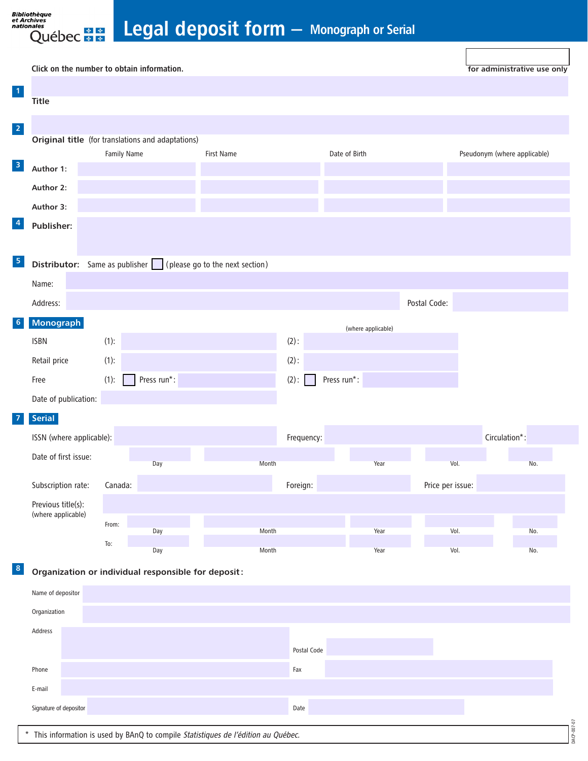Bibliothèque et Archives nationales Québec

# Legal deposit form — Monograph or Serial

for administrative use only

Click on the number to obtain information.

**1** **Title**

**2** **Original title** (for translations and adaptations)

**3**

| | Family Name | First Name | Date of Birth | Pseudonym (where applicable) |
|---|---|---|---|---|
| **Author 1:** | | | | |
| **Author 2:** | | | | |
| **Author 3:** | | | | |

**4** **Publisher:**

**5** **Distributor:** Same as publisher ☐ (please go to the next section)

Name:

Address: Postal Code:

**6** **Monograph**

| | | (where applicable) |
|---|---|---|
| ISBN | (1): | (2): |
| Retail price | (1): | (2): |
| Free | (1): ☐ Press run*: | (2): ☐ Press run*: |
| Date of publication: | | |

**7** **Serial**

ISSN (where applicable): Frequency: Circulation*:

Date of first issue: Day Month Year Vol. No.

Subscription rate: Canada: Foreign: Price per issue:

Previous title(s): (where applicable)

From: Day Month Year Vol. No.

To: Day Month Year Vol. No.

**8** **Organization or individual responsible for deposit:**

Name of depositor

Organization

Address Postal Code

Phone Fax

E-mail

Signature of depositor Date

\* This information is used by BAnQ to compile *Statistiques de l'édition au Québec.*

DACP-007-07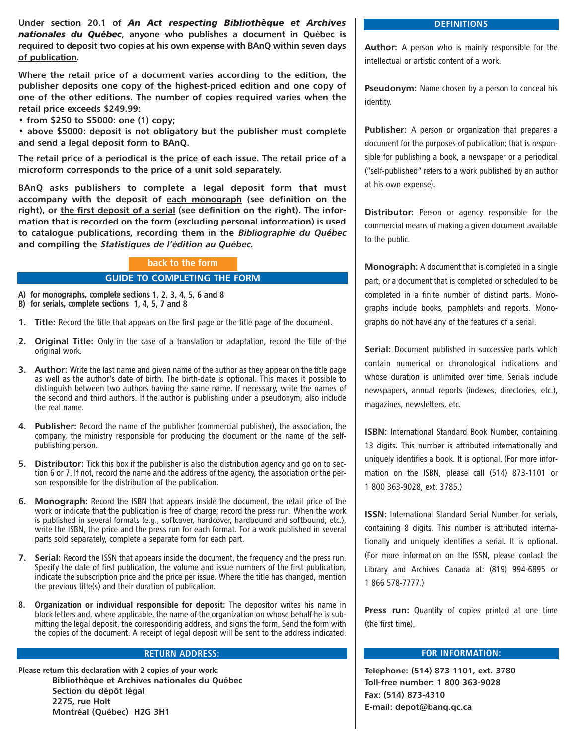**Under section 20.1 of *An Act respecting Bibliothèque et Archives nationales du Québec*, anyone who publishes a document in Québec is required to deposit two copies at his own expense with BAnQ within seven days of publication.**

**Where the retail price of a document varies according to the edition, the publisher deposits one copy of the highest-priced edition and one copy of one of the other editions. The number of copies required varies when the retail price exceeds $249.99:**

- **from $250 to $5000: one (1) copy;**
- **above $5000: deposit is not obligatory but the publisher must complete and send a legal deposit form to BAnQ.**

**The retail price of a periodical is the price of each issue. The retail price of a microform corresponds to the price of a unit sold separately.**

**BAnQ asks publishers to complete a legal deposit form that must accompany with the deposit of each monograph (see definition on the right), or the first deposit of a serial (see definition on the right). The information that is recorded on the form (excluding personal information) is used to catalogue publications, recording them in the *Bibliographie du Québec* and compiling the *Statistiques de l'édition au Québec*.**

back to the form

## GUIDE TO COMPLETING THE FORM

A) for monographs, complete sections 1, 2, 3, 4, 5, 6 and 8
B) for serials, complete sections 1, 4, 5, 7 and 8

1. **Title:** Record the title that appears on the first page or the title page of the document.
2. **Original Title:** Only in the case of a translation or adaptation, record the title of the original work.
3. **Author:** Write the last name and given name of the author as they appear on the title page as well as the author's date of birth. The birth-date is optional. This makes it possible to distinguish between two authors having the same name. If necessary, write the names of the second and third authors. If the author is publishing under a pseudonym, also include the real name.
4. **Publisher:** Record the name of the publisher (commercial publisher), the association, the company, the ministry responsible for producing the document or the name of the self-publishing person.
5. **Distributor:** Tick this box if the publisher is also the distribution agency and go on to section 6 or 7. If not, record the name and the address of the agency, the association or the person responsible for the distribution of the publication.
6. **Monograph:** Record the ISBN that appears inside the document, the retail price of the work or indicate that the publication is free of charge; record the press run. When the work is published in several formats (e.g., softcover, hardcover, hardbound and softbound, etc.), write the ISBN, the price and the press run for each format. For a work published in several parts sold separately, complete a separate form for each part.
7. **Serial:** Record the ISSN that appears inside the document, the frequency and the press run. Specify the date of first publication, the volume and issue numbers of the first publication, indicate the subscription price and the price per issue. Where the title has changed, mention the previous title(s) and their duration of publication.
8. **Organization or individual responsible for deposit:** The depositor writes his name in block letters and, where applicable, the name of the organization on whose behalf he is submitting the legal deposit, the corresponding address, and signs the form. Send the form with the copies of the document. A receipt of legal deposit will be sent to the address indicated.

## RETURN ADDRESS:

**Please return this declaration with 2 copies of your work:**

**Bibliothèque et Archives nationales du Québec**
**Section du dépôt légal**
**2275, rue Holt**
**Montréal (Québec) H2G 3H1**

## DEFINITIONS

**Author:** A person who is mainly responsible for the intellectual or artistic content of a work.

**Pseudonym:** Name chosen by a person to conceal his identity.

**Publisher:** A person or organization that prepares a document for the purposes of publication; that is responsible for publishing a book, a newspaper or a periodical ("self-published" refers to a work published by an author at his own expense).

**Distributor:** Person or agency responsible for the commercial means of making a given document available to the public.

**Monograph:** A document that is completed in a single part, or a document that is completed or scheduled to be completed in a finite number of distinct parts. Monographs include books, pamphlets and reports. Monographs do not have any of the features of a serial.

**Serial:** Document published in successive parts which contain numerical or chronological indications and whose duration is unlimited over time. Serials include newspapers, annual reports (indexes, directories, etc.), magazines, newsletters, etc.

**ISBN:** International Standard Book Number, containing 13 digits. This number is attributed internationally and uniquely identifies a book. It is optional. (For more information on the ISBN, please call (514) 873-1101 or 1 800 363-9028, ext. 3785.)

**ISSN:** International Standard Serial Number for serials, containing 8 digits. This number is attributed internationally and uniquely identifies a serial. It is optional. (For more information on the ISSN, please contact the Library and Archives Canada at: (819) 994-6895 or 1 866 578-7777.)

**Press run:** Quantity of copies printed at one time (the first time).

## FOR INFORMATION:

**Telephone: (514) 873-1101, ext. 3780**
**Toll-free number: 1 800 363-9028**
**Fax: (514) 873-4310**
**E-mail: depot@banq.qc.ca**